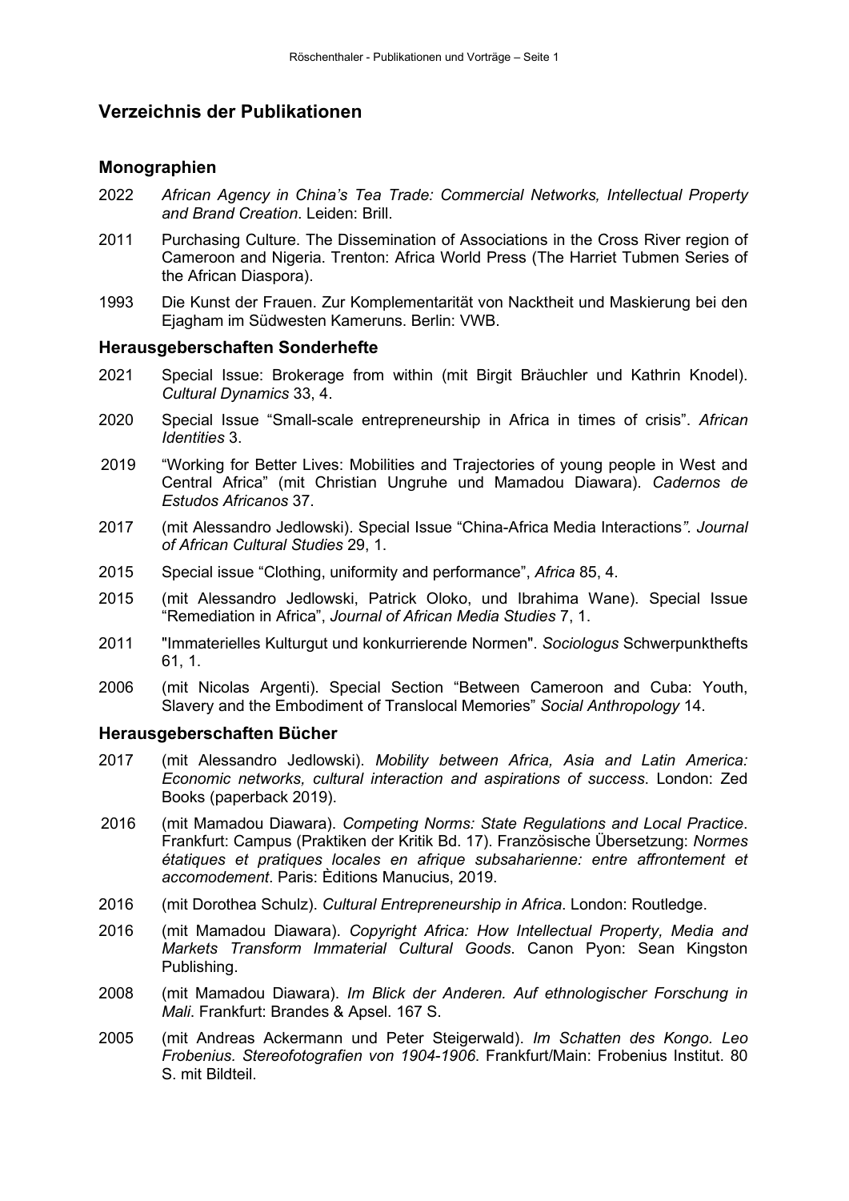## Verzeichnis der Publikationen

### Monographien

2022 *African Agency in China's Tea Trade: Commercial Networks, Intellectual Property and Brand Creation*. Leiden: Brill.

2011 Purchasing Culture. The Dissemination of Associations in the Cross River region of Cameroon and Nigeria. Trenton: Africa World Press (The Harriet Tubmen Series of the African Diaspora).

1993 Die Kunst der Frauen. Zur Komplementarität von Nacktheit und Maskierung bei den Ejagham im Südwesten Kameruns. Berlin: VWB.

### Herausgeberschaften Sonderhefte

2021 Special Issue: Brokerage from within (mit Birgit Bräuchler und Kathrin Knodel). *Cultural Dynamics* 33, 4.

2020 Special Issue "Small-scale entrepreneurship in Africa in times of crisis". *African Identities* 3.

2019 "Working for Better Lives: Mobilities and Trajectories of young people in West and Central Africa" (mit Christian Ungruhe und Mamadou Diawara). *Cadernos de Estudos Africanos* 37.

2017 (mit Alessandro Jedlowski). Special Issue "China-Africa Media Interactions*". Journal of African Cultural Studies* 29, 1.

2015 Special issue "Clothing, uniformity and performance", *Africa* 85, 4.

2015 (mit Alessandro Jedlowski, Patrick Oloko, und Ibrahima Wane). Special Issue "Remediation in Africa", *Journal of African Media Studies* 7, 1.

2011 "Immaterielles Kulturgut und konkurrierende Normen". *Sociologus* Schwerpunkthefts 61, 1.

2006 (mit Nicolas Argenti). Special Section "Between Cameroon and Cuba: Youth, Slavery and the Embodiment of Translocal Memories" *Social Anthropology* 14.

### Herausgeberschaften Bücher

2017 (mit Alessandro Jedlowski). *Mobility between Africa, Asia and Latin America: Economic networks, cultural interaction and aspirations of success*. London: Zed Books (paperback 2019).

2016 (mit Mamadou Diawara). *Competing Norms: State Regulations and Local Practice*. Frankfurt: Campus (Praktiken der Kritik Bd. 17). Französische Übersetzung: *Normes étatiques et pratiques locales en afrique subsaharienne: entre affrontement et accomodement*. Paris: Èditions Manucius, 2019.

2016 (mit Dorothea Schulz). *Cultural Entrepreneurship in Africa*. London: Routledge.

2016 (mit Mamadou Diawara). *Copyright Africa: How Intellectual Property, Media and Markets Transform Immaterial Cultural Goods*. Canon Pyon: Sean Kingston Publishing.

2008 (mit Mamadou Diawara). *Im Blick der Anderen. Auf ethnologischer Forschung in Mali*. Frankfurt: Brandes & Apsel. 167 S.

2005 (mit Andreas Ackermann und Peter Steigerwald). *Im Schatten des Kongo. Leo Frobenius. Stereofotografien von 1904-1906*. Frankfurt/Main: Frobenius Institut. 80 S. mit Bildteil.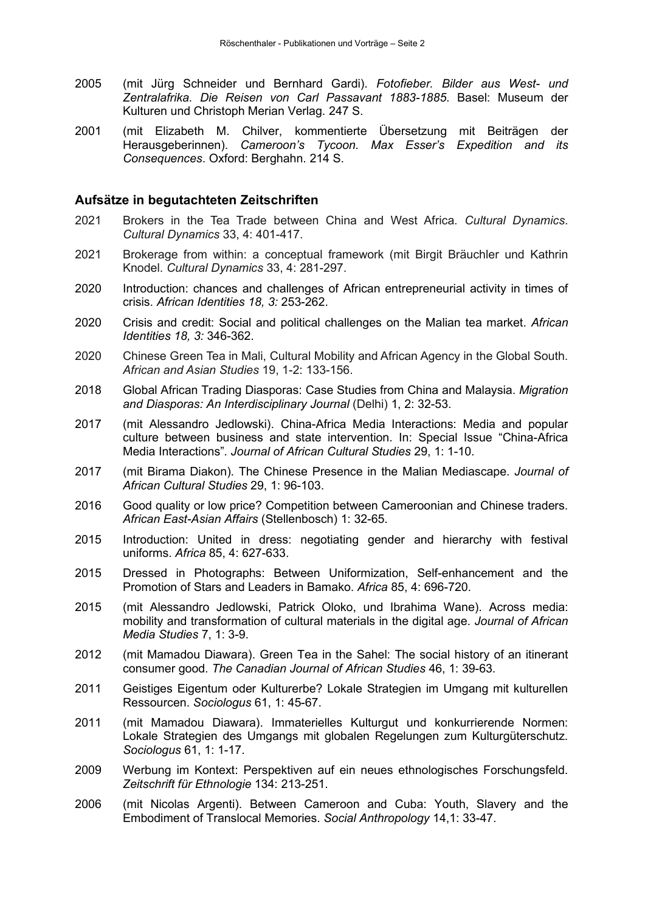2005 (mit Jürg Schneider und Bernhard Gardi). *Fotofieber. Bilder aus West- und Zentralafrika. Die Reisen von Carl Passavant 1883-1885*. Basel: Museum der Kulturen und Christoph Merian Verlag. 247 S.

2001 (mit Elizabeth M. Chilver, kommentierte Übersetzung mit Beiträgen der Herausgeberinnen). *Cameroon's Tycoon. Max Esser's Expedition and its Consequences*. Oxford: Berghahn. 214 S.

## Aufsätze in begutachteten Zeitschriften

2021 Brokers in the Tea Trade between China and West Africa. *Cultural Dynamics*. *Cultural Dynamics* 33, 4: 401-417.

2021 Brokerage from within: a conceptual framework (mit Birgit Bräuchler und Kathrin Knodel. *Cultural Dynamics* 33, 4: 281-297.

2020 Introduction: chances and challenges of African entrepreneurial activity in times of crisis. *African Identities 18, 3:* 253-262.

2020 Crisis and credit: Social and political challenges on the Malian tea market. *African Identities 18, 3:* 346-362.

2020 Chinese Green Tea in Mali, Cultural Mobility and African Agency in the Global South. *African and Asian Studies* 19, 1-2: 133-156.

2018 Global African Trading Diasporas: Case Studies from China and Malaysia. *Migration and Diasporas: An Interdisciplinary Journal* (Delhi) 1, 2: 32-53.

2017 (mit Alessandro Jedlowski). China-Africa Media Interactions: Media and popular culture between business and state intervention. In: Special Issue "China-Africa Media Interactions". *Journal of African Cultural Studies* 29, 1: 1-10.

2017 (mit Birama Diakon). The Chinese Presence in the Malian Mediascape. *Journal of African Cultural Studies* 29, 1: 96-103.

2016 Good quality or low price? Competition between Cameroonian and Chinese traders. *African East-Asian Affairs* (Stellenbosch) 1: 32-65.

2015 Introduction: United in dress: negotiating gender and hierarchy with festival uniforms. *Africa* 85, 4: 627-633.

2015 Dressed in Photographs: Between Uniformization, Self-enhancement and the Promotion of Stars and Leaders in Bamako. *Africa* 85, 4: 696-720.

2015 (mit Alessandro Jedlowski, Patrick Oloko, und Ibrahima Wane). Across media: mobility and transformation of cultural materials in the digital age. *Journal of African Media Studies* 7, 1: 3-9.

2012 (mit Mamadou Diawara). Green Tea in the Sahel: The social history of an itinerant consumer good. *The Canadian Journal of African Studies* 46, 1: 39-63.

2011 Geistiges Eigentum oder Kulturerbe? Lokale Strategien im Umgang mit kulturellen Ressourcen. *Sociologus* 61, 1: 45-67.

2011 (mit Mamadou Diawara). Immaterielles Kulturgut und konkurrierende Normen: Lokale Strategien des Umgangs mit globalen Regelungen zum Kulturgüterschutz. *Sociologus* 61, 1: 1-17.

2009 Werbung im Kontext: Perspektiven auf ein neues ethnologisches Forschungsfeld. *Zeitschrift für Ethnologie* 134: 213-251.

2006 (mit Nicolas Argenti). Between Cameroon and Cuba: Youth, Slavery and the Embodiment of Translocal Memories. *Social Anthropology* 14,1: 33-47.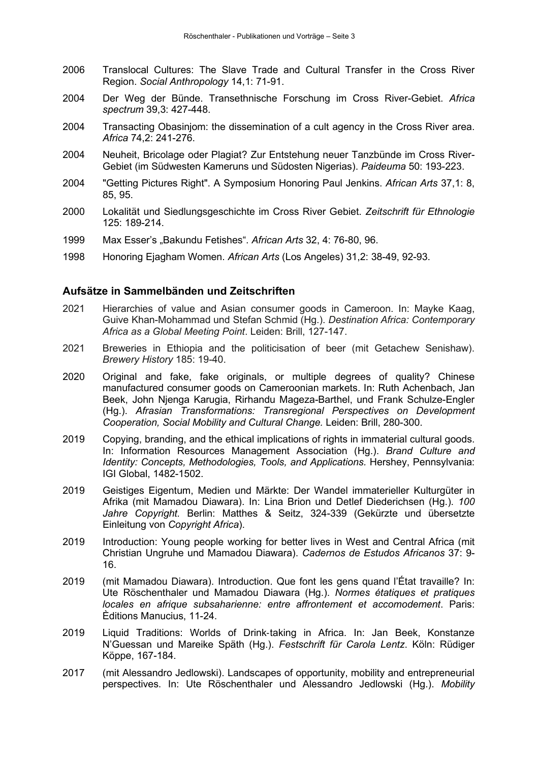2006 Translocal Cultures: The Slave Trade and Cultural Transfer in the Cross River Region. *Social Anthropology* 14,1: 71-91.

2004 Der Weg der Bünde. Transethnische Forschung im Cross River-Gebiet. *Africa spectrum* 39,3: 427-448.

2004 Transacting Obasinjom: the dissemination of a cult agency in the Cross River area. *Africa* 74,2: 241-276.

2004 Neuheit, Bricolage oder Plagiat? Zur Entstehung neuer Tanzbünde im Cross River-Gebiet (im Südwesten Kameruns und Südosten Nigerias). *Paideuma* 50: 193-223.

2004 "Getting Pictures Right". A Symposium Honoring Paul Jenkins. *African Arts* 37,1: 8, 85, 95.

2000 Lokalität und Siedlungsgeschichte im Cross River Gebiet. *Zeitschrift für Ethnologie* 125: 189-214.

1999 Max Esser's „Bakundu Fetishes". *African Arts* 32, 4: 76-80, 96.

1998 Honoring Ejagham Women. *African Arts* (Los Angeles) 31,2: 38-49, 92-93.

## Aufsätze in Sammelbänden und Zeitschriften

2021 Hierarchies of value and Asian consumer goods in Cameroon. In: Mayke Kaag, Guive Khan-Mohammad und Stefan Schmid (Hg.). *Destination Africa: Contemporary Africa as a Global Meeting Point*. Leiden: Brill, 127-147.

2021 Breweries in Ethiopia and the politicisation of beer (mit Getachew Senishaw). *Brewery History* 185: 19-40.

2020 Original and fake, fake originals, or multiple degrees of quality? Chinese manufactured consumer goods on Cameroonian markets. In: Ruth Achenbach, Jan Beek, John Njenga Karugia, Rirhandu Mageza-Barthel, und Frank Schulze-Engler (Hg.). *Afrasian Transformations: Transregional Perspectives on Development Cooperation, Social Mobility and Cultural Change.* Leiden: Brill, 280-300.

2019 Copying, branding, and the ethical implications of rights in immaterial cultural goods. In: Information Resources Management Association (Hg.). *Brand Culture and Identity: Concepts, Methodologies, Tools, and Applications*. Hershey, Pennsylvania: IGI Global, 1482-1502.

2019 Geistiges Eigentum, Medien und Märkte: Der Wandel immaterieller Kulturgüter in Afrika (mit Mamadou Diawara). In: Lina Brion und Detlef Diederichsen (Hg.). *100 Jahre Copyright.* Berlin: Matthes & Seitz, 324-339 (Gekürzte und übersetzte Einleitung von *Copyright Africa*).

2019 Introduction: Young people working for better lives in West and Central Africa (mit Christian Ungruhe und Mamadou Diawara). *Cadernos de Estudos Africanos* 37: 9-16.

2019 (mit Mamadou Diawara). Introduction. Que font les gens quand l'État travaille? In: Ute Röschenthaler und Mamadou Diawara (Hg.). *Normes étatiques et pratiques locales en afrique subsaharienne: entre affrontement et accomodement*. Paris: Èditions Manucius, 11-24.

2019 Liquid Traditions: Worlds of Drink-taking in Africa. In: Jan Beek, Konstanze N'Guessan und Mareike Späth (Hg.). *Festschrift für Carola Lentz*. Köln: Rüdiger Köppe, 167-184.

2017 (mit Alessandro Jedlowski). Landscapes of opportunity, mobility and entrepreneurial perspectives. In: Ute Röschenthaler und Alessandro Jedlowski (Hg.). *Mobility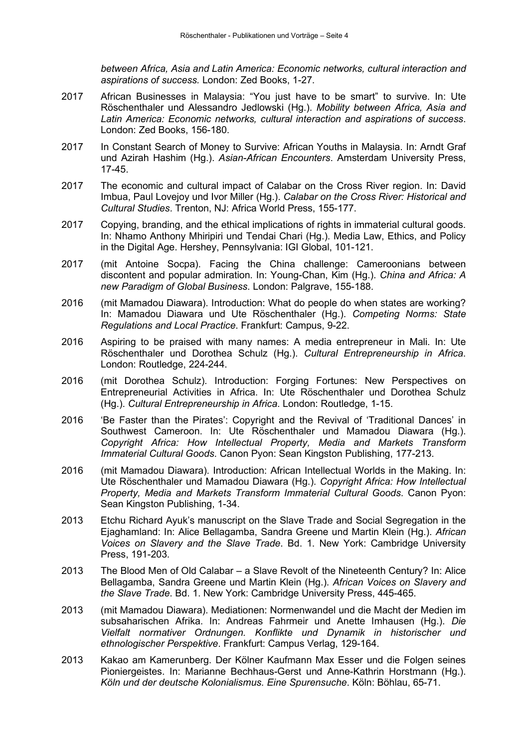*between Africa, Asia and Latin America: Economic networks, cultural interaction and aspirations of success.* London: Zed Books, 1-27.

2017 African Businesses in Malaysia: "You just have to be smart" to survive. In: Ute Röschenthaler und Alessandro Jedlowski (Hg.). *Mobility between Africa, Asia and Latin America: Economic networks, cultural interaction and aspirations of success*. London: Zed Books, 156-180.

2017 In Constant Search of Money to Survive: African Youths in Malaysia. In: Arndt Graf und Azirah Hashim (Hg.). *Asian-African Encounters*. Amsterdam University Press, 17-45.

2017 The economic and cultural impact of Calabar on the Cross River region. In: David Imbua, Paul Lovejoy und Ivor Miller (Hg.). *Calabar on the Cross River: Historical and Cultural Studies*. Trenton, NJ: Africa World Press, 155-177.

2017 Copying, branding, and the ethical implications of rights in immaterial cultural goods. In: Nhamo Anthony Mhiripiri und Tendai Chari (Hg.). Media Law, Ethics, and Policy in the Digital Age. Hershey, Pennsylvania: IGI Global, 101-121.

2017 (mit Antoine Socpa). Facing the China challenge: Cameroonians between discontent and popular admiration. In: Young-Chan, Kim (Hg.). *China and Africa: A new Paradigm of Global Business*. London: Palgrave, 155-188.

2016 (mit Mamadou Diawara). Introduction: What do people do when states are working? In: Mamadou Diawara und Ute Röschenthaler (Hg.). *Competing Norms: State Regulations and Local Practice*. Frankfurt: Campus, 9-22.

2016 Aspiring to be praised with many names: A media entrepreneur in Mali. In: Ute Röschenthaler und Dorothea Schulz (Hg.). *Cultural Entrepreneurship in Africa*. London: Routledge, 224-244.

2016 (mit Dorothea Schulz). Introduction: Forging Fortunes: New Perspectives on Entrepreneurial Activities in Africa. In: Ute Röschenthaler und Dorothea Schulz (Hg.). *Cultural Entrepreneurship in Africa*. London: Routledge, 1-15.

2016 'Be Faster than the Pirates': Copyright and the Revival of 'Traditional Dances' in Southwest Cameroon. In: Ute Röschenthaler und Mamadou Diawara (Hg.). *Copyright Africa: How Intellectual Property, Media and Markets Transform Immaterial Cultural Goods*. Canon Pyon: Sean Kingston Publishing, 177-213.

2016 (mit Mamadou Diawara). Introduction: African Intellectual Worlds in the Making. In: Ute Röschenthaler und Mamadou Diawara (Hg.). *Copyright Africa: How Intellectual Property, Media and Markets Transform Immaterial Cultural Goods*. Canon Pyon: Sean Kingston Publishing, 1-34.

2013 Etchu Richard Ayuk's manuscript on the Slave Trade and Social Segregation in the Ejaghamland: In: Alice Bellagamba, Sandra Greene und Martin Klein (Hg.). *African Voices on Slavery and the Slave Trade*. Bd. 1. New York: Cambridge University Press, 191-203.

2013 The Blood Men of Old Calabar – a Slave Revolt of the Nineteenth Century? In: Alice Bellagamba, Sandra Greene und Martin Klein (Hg.). *African Voices on Slavery and the Slave Trade*. Bd. 1. New York: Cambridge University Press, 445-465.

2013 (mit Mamadou Diawara). Mediationen: Normenwandel und die Macht der Medien im subsaharischen Afrika. In: Andreas Fahrmeir und Anette Imhausen (Hg.). *Die Vielfalt normativer Ordnungen. Konflikte und Dynamik in historischer und ethnologischer Perspektive*. Frankfurt: Campus Verlag, 129-164.

2013 Kakao am Kamerunberg. Der Kölner Kaufmann Max Esser und die Folgen seines Pioniergeistes. In: Marianne Bechhaus-Gerst und Anne-Kathrin Horstmann (Hg.). *Köln und der deutsche Kolonialismus. Eine Spurensuche*. Köln: Böhlau, 65-71.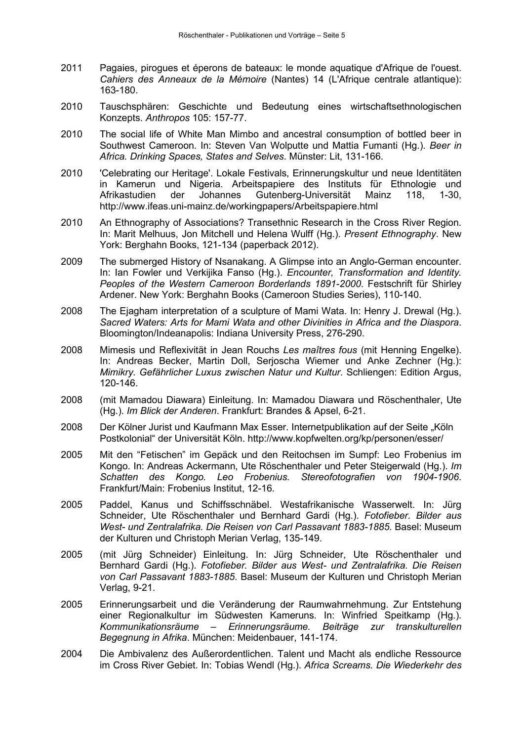2011 Pagaies, pirogues et éperons de bateaux: le monde aquatique d'Afrique de l'ouest. *Cahiers des Anneaux de la Mémoire* (Nantes) 14 (L'Afrique centrale atlantique): 163-180.

2010 Tauschsphären: Geschichte und Bedeutung eines wirtschaftsethnologischen Konzepts. *Anthropos* 105: 157-77.

2010 The social life of White Man Mimbo and ancestral consumption of bottled beer in Southwest Cameroon. In: Steven Van Wolputte und Mattia Fumanti (Hg.). *Beer in Africa. Drinking Spaces, States and Selves*. Münster: Lit, 131-166.

2010 'Celebrating our Heritage'. Lokale Festivals, Erinnerungskultur und neue Identitäten in Kamerun und Nigeria. Arbeitspapiere des Instituts für Ethnologie und Afrikastudien der Johannes Gutenberg-Universität Mainz 118, 1-30, http://www.ifeas.uni-mainz.de/workingpapers/Arbeitspapiere.html

2010 An Ethnography of Associations? Transethnic Research in the Cross River Region. In: Marit Melhuus, Jon Mitchell und Helena Wulff (Hg.). *Present Ethnography*. New York: Berghahn Books, 121-134 (paperback 2012).

2009 The submerged History of Nsanakang. A Glimpse into an Anglo-German encounter. In: Ian Fowler und Verkijika Fanso (Hg.). *Encounter, Transformation and Identity. Peoples of the Western Cameroon Borderlands 1891-2000*. Festschrift für Shirley Ardener. New York: Berghahn Books (Cameroon Studies Series), 110-140.

2008 The Ejagham interpretation of a sculpture of Mami Wata. In: Henry J. Drewal (Hg.). *Sacred Waters: Arts for Mami Wata and other Divinities in Africa and the Diaspora*. Bloomington/Indeanapolis: Indiana University Press, 276-290.

2008 Mimesis und Reflexivität in Jean Rouchs *Les maîtres fous* (mit Henning Engelke). In: Andreas Becker, Martin Doll, Serjoscha Wiemer und Anke Zechner (Hg.): *Mimikry. Gefährlicher Luxus zwischen Natur und Kultur*. Schliengen: Edition Argus, 120-146.

2008 (mit Mamadou Diawara) Einleitung. In: Mamadou Diawara und Röschenthaler, Ute (Hg.). *Im Blick der Anderen*. Frankfurt: Brandes & Apsel, 6-21.

2008 Der Kölner Jurist und Kaufmann Max Esser. Internetpublikation auf der Seite „Köln Postkolonial" der Universität Köln. http://www.kopfwelten.org/kp/personen/esser/

2005 Mit den "Fetischen" im Gepäck und den Reitochsen im Sumpf: Leo Frobenius im Kongo. In: Andreas Ackermann, Ute Röschenthaler und Peter Steigerwald (Hg.). *Im Schatten des Kongo. Leo Frobenius. Stereofotografien von 1904-1906*. Frankfurt/Main: Frobenius Institut, 12-16.

2005 Paddel, Kanus und Schiffsschnäbel. Westafrikanische Wasserwelt. In: Jürg Schneider, Ute Röschenthaler und Bernhard Gardi (Hg.). *Fotofieber. Bilder aus West- und Zentralafrika. Die Reisen von Carl Passavant 1883-1885*. Basel: Museum der Kulturen und Christoph Merian Verlag, 135-149.

2005 (mit Jürg Schneider) Einleitung. In: Jürg Schneider, Ute Röschenthaler und Bernhard Gardi (Hg.). *Fotofieber. Bilder aus West- und Zentralafrika. Die Reisen von Carl Passavant 1883-1885*. Basel: Museum der Kulturen und Christoph Merian Verlag, 9-21.

2005 Erinnerungsarbeit und die Veränderung der Raumwahrnehmung. Zur Entstehung einer Regionalkultur im Südwesten Kameruns. In: Winfried Speitkamp (Hg.). *Kommunikationsräume – Erinnerungsräume. Beiträge zur transkulturellen Begegnung in Afrika*. München: Meidenbauer, 141-174.

2004 Die Ambivalenz des Außerordentlichen. Talent und Macht als endliche Ressource im Cross River Gebiet. In: Tobias Wendl (Hg.). *Africa Screams. Die Wiederkehr des*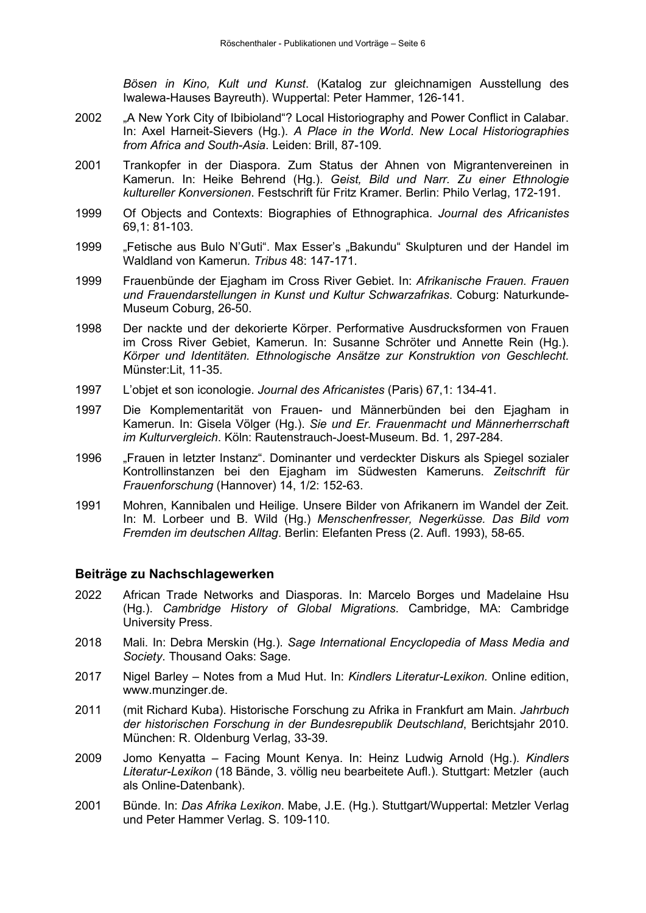*Bösen in Kino, Kult und Kunst*. (Katalog zur gleichnamigen Ausstellung des Iwalewa-Hauses Bayreuth). Wuppertal: Peter Hammer, 126-141.

2002 „A New York City of Ibibioland"? Local Historiography and Power Conflict in Calabar. In: Axel Harneit-Sievers (Hg.). *A Place in the World. New Local Historiographies from Africa and South-Asia*. Leiden: Brill, 87-109.

2001 Trankopfer in der Diaspora. Zum Status der Ahnen von Migrantenvereinen in Kamerun. In: Heike Behrend (Hg.). *Geist, Bild und Narr. Zu einer Ethnologie kultureller Konversionen*. Festschrift für Fritz Kramer. Berlin: Philo Verlag, 172-191.

1999 Of Objects and Contexts: Biographies of Ethnographica. *Journal des Africanistes* 69,1: 81-103.

1999 „Fetische aus Bulo N'Guti". Max Esser's „Bakundu" Skulpturen und der Handel im Waldland von Kamerun. *Tribus* 48: 147-171.

1999 Frauenbünde der Ejagham im Cross River Gebiet. In: *Afrikanische Frauen. Frauen und Frauendarstellungen in Kunst und Kultur Schwarzafrikas*. Coburg: Naturkunde-Museum Coburg, 26-50.

1998 Der nackte und der dekorierte Körper. Performative Ausdrucksformen von Frauen im Cross River Gebiet, Kamerun. In: Susanne Schröter und Annette Rein (Hg.). *Körper und Identitäten. Ethnologische Ansätze zur Konstruktion von Geschlecht.* Münster:Lit, 11-35.

1997 L'objet et son iconologie. *Journal des Africanistes* (Paris) 67,1: 134-41.

1997 Die Komplementarität von Frauen- und Männerbünden bei den Ejagham in Kamerun. In: Gisela Völger (Hg.). *Sie und Er. Frauenmacht und Männerherrschaft im Kulturvergleich*. Köln: Rautenstrauch-Joest-Museum. Bd. 1, 297-284.

1996 „Frauen in letzter Instanz". Dominanter und verdeckter Diskurs als Spiegel sozialer Kontrollinstanzen bei den Ejagham im Südwesten Kameruns. *Zeitschrift für Frauenforschung* (Hannover) 14, 1/2: 152-63.

1991 Mohren, Kannibalen und Heilige. Unsere Bilder von Afrikanern im Wandel der Zeit. In: M. Lorbeer und B. Wild (Hg.) *Menschenfresser, Negerküsse. Das Bild vom Fremden im deutschen Alltag*. Berlin: Elefanten Press (2. Aufl. 1993), 58-65.

## Beiträge zu Nachschlagewerken

2022 African Trade Networks and Diasporas. In: Marcelo Borges und Madelaine Hsu (Hg.). *Cambridge History of Global Migrations*. Cambridge, MA: Cambridge University Press.

2018 Mali. In: Debra Merskin (Hg.). *Sage International Encyclopedia of Mass Media and Society*. Thousand Oaks: Sage.

2017 Nigel Barley – Notes from a Mud Hut. In: *Kindlers Literatur-Lexikon.* Online edition, www.munzinger.de.

2011 (mit Richard Kuba). Historische Forschung zu Afrika in Frankfurt am Main. *Jahrbuch der historischen Forschung in der Bundesrepublik Deutschland*, Berichtsjahr 2010. München: R. Oldenburg Verlag, 33-39.

2009 Jomo Kenyatta – Facing Mount Kenya. In: Heinz Ludwig Arnold (Hg.). *Kindlers Literatur-Lexikon* (18 Bände, 3. völlig neu bearbeitete Aufl.). Stuttgart: Metzler (auch als Online-Datenbank).

2001 Bünde. In: *Das Afrika Lexikon*. Mabe, J.E. (Hg.). Stuttgart/Wuppertal: Metzler Verlag und Peter Hammer Verlag. S. 109-110.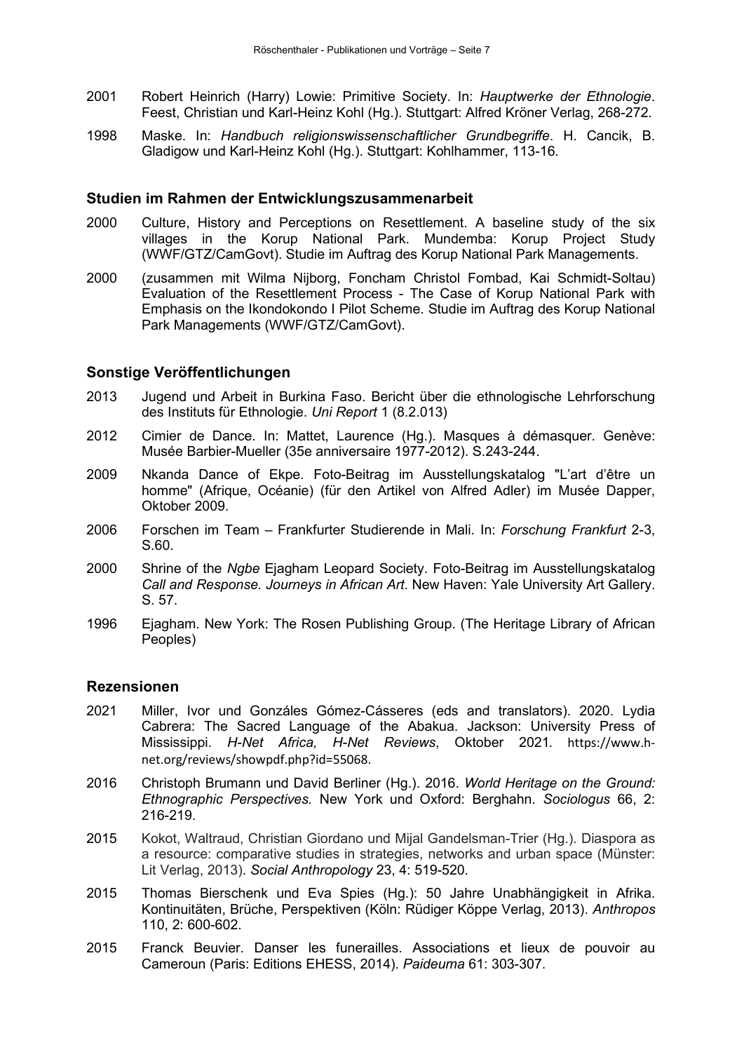2001 Robert Heinrich (Harry) Lowie: Primitive Society. In: *Hauptwerke der Ethnologie*. Feest, Christian und Karl-Heinz Kohl (Hg.). Stuttgart: Alfred Kröner Verlag, 268-272.

1998 Maske. In: *Handbuch religionswissenschaftlicher Grundbegriffe*. H. Cancik, B. Gladigow und Karl-Heinz Kohl (Hg.). Stuttgart: Kohlhammer, 113-16.

## Studien im Rahmen der Entwicklungszusammenarbeit

2000 Culture, History and Perceptions on Resettlement. A baseline study of the six villages in the Korup National Park. Mundemba: Korup Project Study (WWF/GTZ/CamGovt). Studie im Auftrag des Korup National Park Managements.

2000 (zusammen mit Wilma Nijborg, Foncham Christol Fombad, Kai Schmidt-Soltau) Evaluation of the Resettlement Process - The Case of Korup National Park with Emphasis on the Ikondokondo I Pilot Scheme. Studie im Auftrag des Korup National Park Managements (WWF/GTZ/CamGovt).

## Sonstige Veröffentlichungen

2013 Jugend und Arbeit in Burkina Faso. Bericht über die ethnologische Lehrforschung des Instituts für Ethnologie. *Uni Report* 1 (8.2.013)

2012 Cimier de Dance. In: Mattet, Laurence (Hg.). Masques à démasquer. Genève: Musée Barbier-Mueller (35e anniversaire 1977-2012). S.243-244.

2009 Nkanda Dance of Ekpe. Foto-Beitrag im Ausstellungskatalog "L'art d'être un homme" (Afrique, Océanie) (für den Artikel von Alfred Adler) im Musée Dapper, Oktober 2009.

2006 Forschen im Team – Frankfurter Studierende in Mali. In: *Forschung Frankfurt* 2-3, S.60.

2000 Shrine of the *Ngbe* Ejagham Leopard Society. Foto-Beitrag im Ausstellungskatalog *Call and Response. Journeys in African Art*. New Haven: Yale University Art Gallery. S. 57.

1996 Ejagham. New York: The Rosen Publishing Group. (The Heritage Library of African Peoples)

## Rezensionen

2021 Miller, Ivor und Gonzáles Gómez-Cásseres (eds and translators). 2020. Lydia Cabrera: The Sacred Language of the Abakua. Jackson: University Press of Mississippi. *H-Net Africa, H-Net Reviews*, Oktober 2021. https://www.h-net.org/reviews/showpdf.php?id=55068.

2016 Christoph Brumann und David Berliner (Hg.). 2016. *World Heritage on the Ground: Ethnographic Perspectives.* New York und Oxford: Berghahn. *Sociologus* 66, 2: 216-219.

2015 Kokot, Waltraud, Christian Giordano und Mijal Gandelsman-Trier (Hg.). Diaspora as a resource: comparative studies in strategies, networks and urban space (Münster: Lit Verlag, 2013). *Social Anthropology* 23, 4: 519-520.

2015 Thomas Bierschenk und Eva Spies (Hg.): 50 Jahre Unabhängigkeit in Afrika. Kontinuitäten, Brüche, Perspektiven (Köln: Rüdiger Köppe Verlag, 2013). *Anthropos* 110, 2: 600-602.

2015 Franck Beuvier. Danser les funerailles. Associations et lieux de pouvoir au Cameroun (Paris: Editions EHESS, 2014). *Paideuma* 61: 303-307.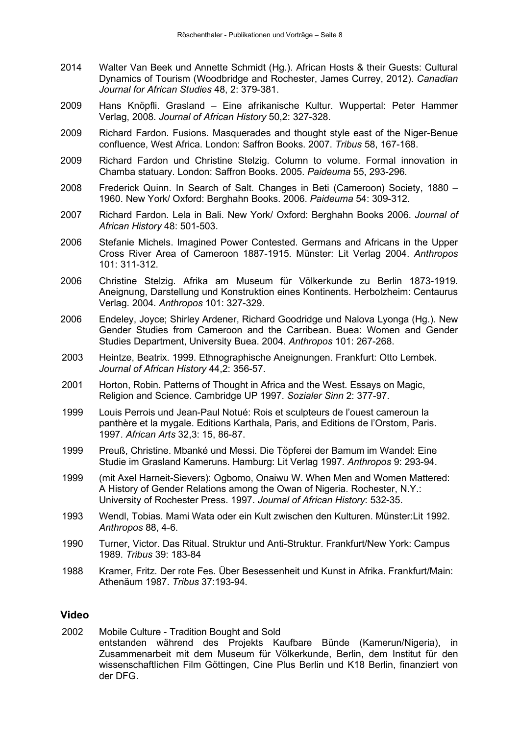2014 Walter Van Beek und Annette Schmidt (Hg.). African Hosts & their Guests: Cultural Dynamics of Tourism (Woodbridge and Rochester, James Currey, 2012). *Canadian Journal for African Studies* 48, 2: 379-381.

2009 Hans Knöpfli. Grasland – Eine afrikanische Kultur. Wuppertal: Peter Hammer Verlag, 2008. *Journal of African History* 50,2: 327-328.

2009 Richard Fardon. Fusions. Masquerades and thought style east of the Niger-Benue confluence, West Africa. London: Saffron Books. 2007. *Tribus* 58, 167-168.

2009 Richard Fardon und Christine Stelzig. Column to volume. Formal innovation in Chamba statuary. London: Saffron Books. 2005. *Paideuma* 55, 293-296.

2008 Frederick Quinn. In Search of Salt. Changes in Beti (Cameroon) Society, 1880 – 1960. New York/ Oxford: Berghahn Books. 2006. *Paideuma* 54: 309-312.

2007 Richard Fardon. Lela in Bali. New York/ Oxford: Berghahn Books 2006. *Journal of African History* 48: 501-503.

2006 Stefanie Michels. Imagined Power Contested. Germans and Africans in the Upper Cross River Area of Cameroon 1887-1915. Münster: Lit Verlag 2004. *Anthropos* 101: 311-312.

2006 Christine Stelzig. Afrika am Museum für Völkerkunde zu Berlin 1873-1919. Aneignung, Darstellung und Konstruktion eines Kontinents. Herbolzheim: Centaurus Verlag. 2004. *Anthropos* 101: 327-329.

2006 Endeley, Joyce; Shirley Ardener, Richard Goodridge und Nalova Lyonga (Hg.). New Gender Studies from Cameroon and the Carribean. Buea: Women and Gender Studies Department, University Buea. 2004. *Anthropos* 101: 267-268.

2003 Heintze, Beatrix. 1999. Ethnographische Aneignungen. Frankfurt: Otto Lembek. *Journal of African History* 44,2: 356-57.

2001 Horton, Robin. Patterns of Thought in Africa and the West. Essays on Magic, Religion and Science. Cambridge UP 1997. *Sozialer Sinn* 2: 377-97.

1999 Louis Perrois und Jean-Paul Notué: Rois et sculpteurs de l'ouest cameroun la panthère et la mygale. Editions Karthala, Paris, and Editions de l'Orstom, Paris. 1997. *African Arts* 32,3: 15, 86-87.

1999 Preuß, Christine. Mbanké und Messi. Die Töpferei der Bamum im Wandel: Eine Studie im Grasland Kameruns. Hamburg: Lit Verlag 1997. *Anthropos* 9: 293-94.

1999 (mit Axel Harneit-Sievers): Ogbomo, Onaiwu W. When Men and Women Mattered: A History of Gender Relations among the Owan of Nigeria. Rochester, N.Y.: University of Rochester Press. 1997. *Journal of African History*: 532-35.

1993 Wendl, Tobias. Mami Wata oder ein Kult zwischen den Kulturen. Münster:Lit 1992. *Anthropos* 88, 4-6.

1990 Turner, Victor. Das Ritual. Struktur und Anti-Struktur. Frankfurt/New York: Campus 1989. *Tribus* 39: 183-84

1988 Kramer, Fritz. Der rote Fes. Über Besessenheit und Kunst in Afrika. Frankfurt/Main: Athenäum 1987. *Tribus* 37:193-94.

## Video

2002 Mobile Culture - Tradition Bought and Sold
entstanden während des Projekts Kaufbare Bünde (Kamerun/Nigeria), in Zusammenarbeit mit dem Museum für Völkerkunde, Berlin, dem Institut für den wissenschaftlichen Film Göttingen, Cine Plus Berlin und K18 Berlin, finanziert von der DFG.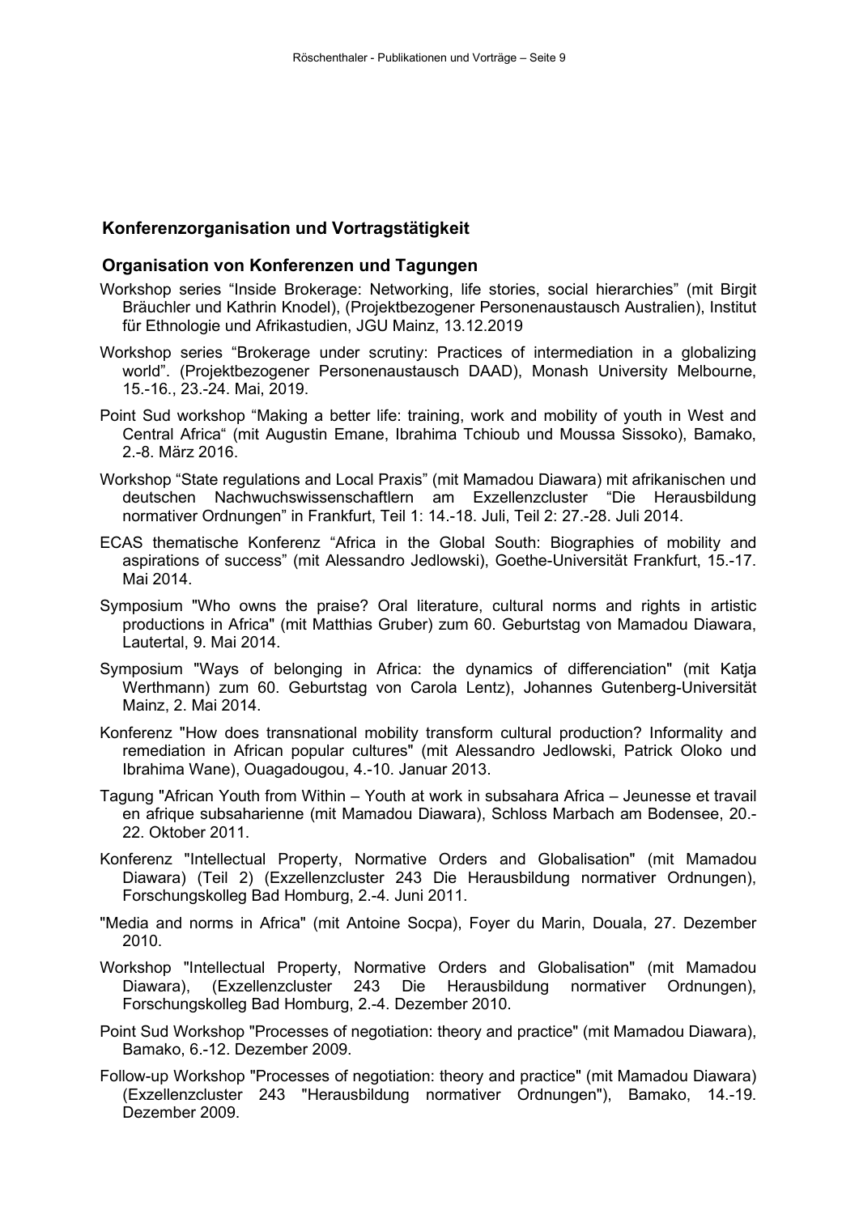## Konferenzorganisation und Vortragstätigkeit

### Organisation von Konferenzen und Tagungen

Workshop series "Inside Brokerage: Networking, life stories, social hierarchies" (mit Birgit Bräuchler und Kathrin Knodel), (Projektbezogener Personenaustausch Australien), Institut für Ethnologie und Afrikastudien, JGU Mainz, 13.12.2019

Workshop series "Brokerage under scrutiny: Practices of intermediation in a globalizing world". (Projektbezogener Personenaustausch DAAD), Monash University Melbourne, 15.-16., 23.-24. Mai, 2019.

Point Sud workshop "Making a better life: training, work and mobility of youth in West and Central Africa" (mit Augustin Emane, Ibrahima Tchioub und Moussa Sissoko), Bamako, 2.-8. März 2016.

Workshop "State regulations and Local Praxis" (mit Mamadou Diawara) mit afrikanischen und deutschen Nachwuchswissenschaftlern am Exzellenzcluster "Die Herausbildung normativer Ordnungen" in Frankfurt, Teil 1: 14.-18. Juli, Teil 2: 27.-28. Juli 2014.

ECAS thematische Konferenz "Africa in the Global South: Biographies of mobility and aspirations of success" (mit Alessandro Jedlowski), Goethe-Universität Frankfurt, 15.-17. Mai 2014.

Symposium "Who owns the praise? Oral literature, cultural norms and rights in artistic productions in Africa" (mit Matthias Gruber) zum 60. Geburtstag von Mamadou Diawara, Lautertal, 9. Mai 2014.

Symposium "Ways of belonging in Africa: the dynamics of differenciation" (mit Katja Werthmann) zum 60. Geburtstag von Carola Lentz), Johannes Gutenberg-Universität Mainz, 2. Mai 2014.

Konferenz "How does transnational mobility transform cultural production? Informality and remediation in African popular cultures" (mit Alessandro Jedlowski, Patrick Oloko und Ibrahima Wane), Ouagadougou, 4.-10. Januar 2013.

Tagung "African Youth from Within – Youth at work in subsahara Africa – Jeunesse et travail en afrique subsaharienne (mit Mamadou Diawara), Schloss Marbach am Bodensee, 20.-22. Oktober 2011.

Konferenz "Intellectual Property, Normative Orders and Globalisation" (mit Mamadou Diawara) (Teil 2) (Exzellenzcluster 243 Die Herausbildung normativer Ordnungen), Forschungskolleg Bad Homburg, 2.-4. Juni 2011.

"Media and norms in Africa" (mit Antoine Socpa), Foyer du Marin, Douala, 27. Dezember 2010.

Workshop "Intellectual Property, Normative Orders and Globalisation" (mit Mamadou Diawara), (Exzellenzcluster 243 Die Herausbildung normativer Ordnungen), Forschungskolleg Bad Homburg, 2.-4. Dezember 2010.

Point Sud Workshop "Processes of negotiation: theory and practice" (mit Mamadou Diawara), Bamako, 6.-12. Dezember 2009.

Follow-up Workshop "Processes of negotiation: theory and practice" (mit Mamadou Diawara) (Exzellenzcluster 243 "Herausbildung normativer Ordnungen"), Bamako, 14.-19. Dezember 2009.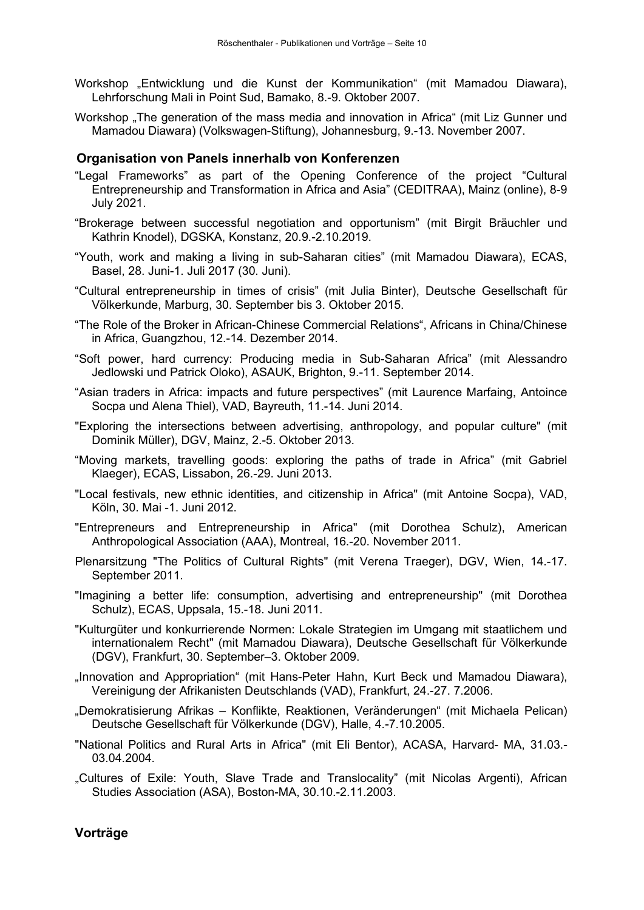Workshop „Entwicklung und die Kunst der Kommunikation“ (mit Mamadou Diawara), Lehrforschung Mali in Point Sud, Bamako, 8.-9. Oktober 2007.

Workshop „The generation of the mass media and innovation in Africa“ (mit Liz Gunner und Mamadou Diawara) (Volkswagen-Stiftung), Johannesburg, 9.-13. November 2007.

### Organisation von Panels innerhalb von Konferenzen

“Legal Frameworks” as part of the Opening Conference of the project “Cultural Entrepreneurship and Transformation in Africa and Asia” (CEDITRAA), Mainz (online), 8-9 July 2021.

“Brokerage between successful negotiation and opportunism” (mit Birgit Bräuchler und Kathrin Knodel), DGSKA, Konstanz, 20.9.-2.10.2019.

“Youth, work and making a living in sub-Saharan cities” (mit Mamadou Diawara), ECAS, Basel, 28. Juni-1. Juli 2017 (30. Juni).

“Cultural entrepreneurship in times of crisis” (mit Julia Binter), Deutsche Gesellschaft für Völkerkunde, Marburg, 30. September bis 3. Oktober 2015.

“The Role of the Broker in African-Chinese Commercial Relations“, Africans in China/Chinese in Africa, Guangzhou, 12.-14. Dezember 2014.

“Soft power, hard currency: Producing media in Sub-Saharan Africa” (mit Alessandro Jedlowski und Patrick Oloko), ASAUK, Brighton, 9.-11. September 2014.

“Asian traders in Africa: impacts and future perspectives” (mit Laurence Marfaing, Antoince Socpa und Alena Thiel), VAD, Bayreuth, 11.-14. Juni 2014.

"Exploring the intersections between advertising, anthropology, and popular culture" (mit Dominik Müller), DGV, Mainz, 2.-5. Oktober 2013.

“Moving markets, travelling goods: exploring the paths of trade in Africa” (mit Gabriel Klaeger), ECAS, Lissabon, 26.-29. Juni 2013.

"Local festivals, new ethnic identities, and citizenship in Africa" (mit Antoine Socpa), VAD, Köln, 30. Mai -1. Juni 2012.

"Entrepreneurs and Entrepreneurship in Africa" (mit Dorothea Schulz), American Anthropological Association (AAA), Montreal, 16.-20. November 2011.

Plenarsitzung "The Politics of Cultural Rights" (mit Verena Traeger), DGV, Wien, 14.-17. September 2011.

"Imagining a better life: consumption, advertising and entrepreneurship" (mit Dorothea Schulz), ECAS, Uppsala, 15.-18. Juni 2011.

"Kulturgüter und konkurrierende Normen: Lokale Strategien im Umgang mit staatlichem und internationalem Recht" (mit Mamadou Diawara), Deutsche Gesellschaft für Völkerkunde (DGV), Frankfurt, 30. September–3. Oktober 2009.

„Innovation and Appropriation“ (mit Hans-Peter Hahn, Kurt Beck und Mamadou Diawara), Vereinigung der Afrikanisten Deutschlands (VAD), Frankfurt, 24.-27. 7.2006.

„Demokratisierung Afrikas – Konflikte, Reaktionen, Veränderungen“ (mit Michaela Pelican) Deutsche Gesellschaft für Völkerkunde (DGV), Halle, 4.-7.10.2005.

"National Politics and Rural Arts in Africa" (mit Eli Bentor), ACASA, Harvard- MA, 31.03.-03.04.2004.

„Cultures of Exile: Youth, Slave Trade and Translocality” (mit Nicolas Argenti), African Studies Association (ASA), Boston-MA, 30.10.-2.11.2003.

## Vorträge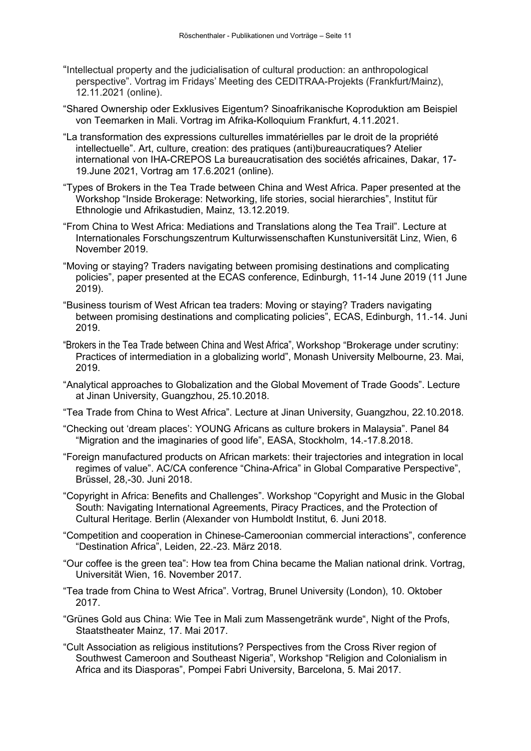"Intellectual property and the judicialisation of cultural production: an anthropological perspective". Vortrag im Fridays' Meeting des CEDITRAA-Projekts (Frankfurt/Mainz), 12.11.2021 (online).

"Shared Ownership oder Exklusives Eigentum? Sinoafrikanische Koproduktion am Beispiel von Teemarken in Mali. Vortrag im Afrika-Kolloquium Frankfurt, 4.11.2021.

"La transformation des expressions culturelles immatérielles par le droit de la propriété intellectuelle". Art, culture, creation: des pratiques (anti)bureaucratiques? Atelier international von IHA-CREPOS La bureaucratisation des sociétés africaines, Dakar, 17-19.June 2021, Vortrag am 17.6.2021 (online).

"Types of Brokers in the Tea Trade between China and West Africa. Paper presented at the Workshop "Inside Brokerage: Networking, life stories, social hierarchies", Institut für Ethnologie und Afrikastudien, Mainz, 13.12.2019.

"From China to West Africa: Mediations and Translations along the Tea Trail". Lecture at Internationales Forschungszentrum Kulturwissenschaften Kunstuniversität Linz, Wien, 6 November 2019.

"Moving or staying? Traders navigating between promising destinations and complicating policies", paper presented at the ECAS conference, Edinburgh, 11-14 June 2019 (11 June 2019).

"Business tourism of West African tea traders: Moving or staying? Traders navigating between promising destinations and complicating policies", ECAS, Edinburgh, 11.-14. Juni 2019.

"Brokers in the Tea Trade between China and West Africa", Workshop "Brokerage under scrutiny: Practices of intermediation in a globalizing world", Monash University Melbourne, 23. Mai, 2019.

"Analytical approaches to Globalization and the Global Movement of Trade Goods". Lecture at Jinan University, Guangzhou, 25.10.2018.

"Tea Trade from China to West Africa". Lecture at Jinan University, Guangzhou, 22.10.2018.

"Checking out 'dream places': YOUNG Africans as culture brokers in Malaysia". Panel 84 "Migration and the imaginaries of good life", EASA, Stockholm, 14.-17.8.2018.

"Foreign manufactured products on African markets: their trajectories and integration in local regimes of value". AC/CA conference "China-Africa" in Global Comparative Perspective", Brüssel, 28,-30. Juni 2018.

"Copyright in Africa: Benefits and Challenges". Workshop "Copyright and Music in the Global South: Navigating International Agreements, Piracy Practices, and the Protection of Cultural Heritage. Berlin (Alexander von Humboldt Institut, 6. Juni 2018.

"Competition and cooperation in Chinese-Cameroonian commercial interactions", conference "Destination Africa", Leiden, 22.-23. März 2018.

"Our coffee is the green tea": How tea from China became the Malian national drink. Vortrag, Universität Wien, 16. November 2017.

"Tea trade from China to West Africa". Vortrag, Brunel University (London), 10. Oktober 2017.

"Grünes Gold aus China: Wie Tee in Mali zum Massengetränk wurde", Night of the Profs, Staatstheater Mainz, 17. Mai 2017.

"Cult Association as religious institutions? Perspectives from the Cross River region of Southwest Cameroon and Southeast Nigeria", Workshop "Religion and Colonialism in Africa and its Diasporas", Pompei Fabri University, Barcelona, 5. Mai 2017.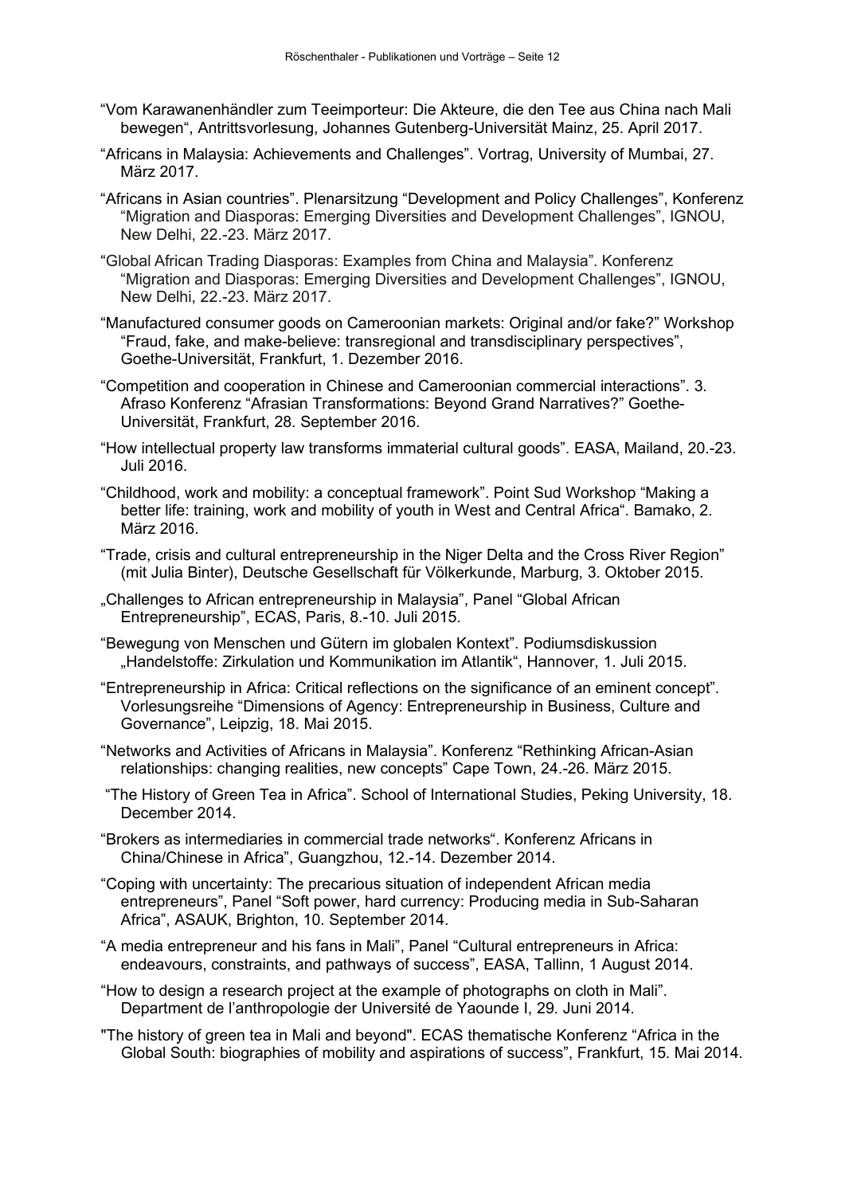“Vom Karawanenhändler zum Teeimporteur: Die Akteure, die den Tee aus China nach Mali bewegen“, Antrittsvorlesung, Johannes Gutenberg-Universität Mainz, 25. April 2017.

“Africans in Malaysia: Achievements and Challenges”. Vortrag, University of Mumbai, 27. März 2017.

“Africans in Asian countries”. Plenarsitzung “Development and Policy Challenges”, Konferenz “Migration and Diasporas: Emerging Diversities and Development Challenges”, IGNOU, New Delhi, 22.-23. März 2017.

“Global African Trading Diasporas: Examples from China and Malaysia”. Konferenz “Migration and Diasporas: Emerging Diversities and Development Challenges”, IGNOU, New Delhi, 22.-23. März 2017.

“Manufactured consumer goods on Cameroonian markets: Original and/or fake?” Workshop “Fraud, fake, and make-believe: transregional and transdisciplinary perspectives”, Goethe-Universität, Frankfurt, 1. Dezember 2016.

“Competition and cooperation in Chinese and Cameroonian commercial interactions”. 3. Afraso Konferenz “Afrasian Transformations: Beyond Grand Narratives?” Goethe-Universität, Frankfurt, 28. September 2016.

“How intellectual property law transforms immaterial cultural goods”. EASA, Mailand, 20.-23. Juli 2016.

“Childhood, work and mobility: a conceptual framework”. Point Sud Workshop “Making a better life: training, work and mobility of youth in West and Central Africa“. Bamako, 2. März 2016.

“Trade, crisis and cultural entrepreneurship in the Niger Delta and the Cross River Region” (mit Julia Binter), Deutsche Gesellschaft für Völkerkunde, Marburg, 3. Oktober 2015.

„Challenges to African entrepreneurship in Malaysia”, Panel “Global African Entrepreneurship”, ECAS, Paris, 8.-10. Juli 2015.

“Bewegung von Menschen und Gütern im globalen Kontext”. Podiumsdiskussion „Handelstoffe: Zirkulation und Kommunikation im Atlantik“, Hannover, 1. Juli 2015.

“Entrepreneurship in Africa: Critical reflections on the significance of an eminent concept”. Vorlesungsreihe “Dimensions of Agency: Entrepreneurship in Business, Culture and Governance”, Leipzig, 18. Mai 2015.

“Networks and Activities of Africans in Malaysia”. Konferenz “Rethinking African-Asian relationships: changing realities, new concepts” Cape Town, 24.-26. März 2015.

“The History of Green Tea in Africa”. School of International Studies, Peking University, 18. December 2014.

“Brokers as intermediaries in commercial trade networks“. Konferenz Africans in China/Chinese in Africa”, Guangzhou, 12.-14. Dezember 2014.

“Coping with uncertainty: The precarious situation of independent African media entrepreneurs”, Panel “Soft power, hard currency: Producing media in Sub-Saharan Africa”, ASAUK, Brighton, 10. September 2014.

“A media entrepreneur and his fans in Mali”, Panel “Cultural entrepreneurs in Africa: endeavours, constraints, and pathways of success”, EASA, Tallinn, 1 August 2014.

“How to design a research project at the example of photographs on cloth in Mali”. Department de l’anthropologie der Université de Yaounde I, 29. Juni 2014.

"The history of green tea in Mali and beyond". ECAS thematische Konferenz “Africa in the Global South: biographies of mobility and aspirations of success”, Frankfurt, 15. Mai 2014.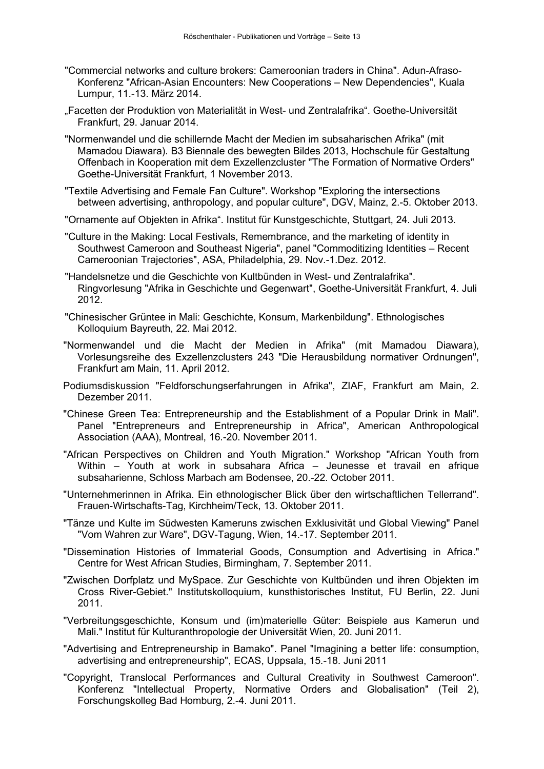"Commercial networks and culture brokers: Cameroonian traders in China". Adun-Afraso-Konferenz "African-Asian Encounters: New Cooperations – New Dependencies", Kuala Lumpur, 11.-13. März 2014.

„Facetten der Produktion von Materialität in West- und Zentralafrika“. Goethe-Universität Frankfurt, 29. Januar 2014.

"Normenwandel und die schillernde Macht der Medien im subsaharischen Afrika" (mit Mamadou Diawara). B3 Biennale des bewegten Bildes 2013, Hochschule für Gestaltung Offenbach in Kooperation mit dem Exzellenzcluster "The Formation of Normative Orders" Goethe-Universität Frankfurt, 1 November 2013.

"Textile Advertising and Female Fan Culture". Workshop "Exploring the intersections between advertising, anthropology, and popular culture", DGV, Mainz, 2.-5. Oktober 2013.

"Ornamente auf Objekten in Afrika“. Institut für Kunstgeschichte, Stuttgart, 24. Juli 2013.

"Culture in the Making: Local Festivals, Remembrance, and the marketing of identity in Southwest Cameroon and Southeast Nigeria", panel "Commoditizing Identities – Recent Cameroonian Trajectories", ASA, Philadelphia, 29. Nov.-1.Dez. 2012.

"Handelsnetze und die Geschichte von Kultbünden in West- und Zentralafrika". Ringvorlesung "Afrika in Geschichte und Gegenwart", Goethe-Universität Frankfurt, 4. Juli 2012.

"Chinesischer Grüntee in Mali: Geschichte, Konsum, Markenbildung". Ethnologisches Kolloquium Bayreuth, 22. Mai 2012.

"Normenwandel und die Macht der Medien in Afrika" (mit Mamadou Diawara), Vorlesungsreihe des Exzellenzclusters 243 "Die Herausbildung normativer Ordnungen", Frankfurt am Main, 11. April 2012.

Podiumsdiskussion "Feldforschungserfahrungen in Afrika", ZIAF, Frankfurt am Main, 2. Dezember 2011.

"Chinese Green Tea: Entrepreneurship and the Establishment of a Popular Drink in Mali". Panel "Entrepreneurs and Entrepreneurship in Africa", American Anthropological Association (AAA), Montreal, 16.-20. November 2011.

"African Perspectives on Children and Youth Migration." Workshop "African Youth from Within – Youth at work in subsahara Africa – Jeunesse et travail en afrique subsaharienne, Schloss Marbach am Bodensee, 20.-22. October 2011.

"Unternehmerinnen in Afrika. Ein ethnologischer Blick über den wirtschaftlichen Tellerrand". Frauen-Wirtschafts-Tag, Kirchheim/Teck, 13. Oktober 2011.

"Tänze und Kulte im Südwesten Kameruns zwischen Exklusivität und Global Viewing" Panel "Vom Wahren zur Ware", DGV-Tagung, Wien, 14.-17. September 2011.

"Dissemination Histories of Immaterial Goods, Consumption and Advertising in Africa." Centre for West African Studies, Birmingham, 7. September 2011.

"Zwischen Dorfplatz und MySpace. Zur Geschichte von Kultbünden und ihren Objekten im Cross River-Gebiet." Institutskolloquium, kunsthistorisches Institut, FU Berlin, 22. Juni 2011.

"Verbreitungsgeschichte, Konsum und (im)materielle Güter: Beispiele aus Kamerun und Mali." Institut für Kulturanthropologie der Universität Wien, 20. Juni 2011.

"Advertising and Entrepreneurship in Bamako". Panel "Imagining a better life: consumption, advertising and entrepreneurship", ECAS, Uppsala, 15.-18. Juni 2011

"Copyright, Translocal Performances and Cultural Creativity in Southwest Cameroon". Konferenz "Intellectual Property, Normative Orders and Globalisation" (Teil 2), Forschungskolleg Bad Homburg, 2.-4. Juni 2011.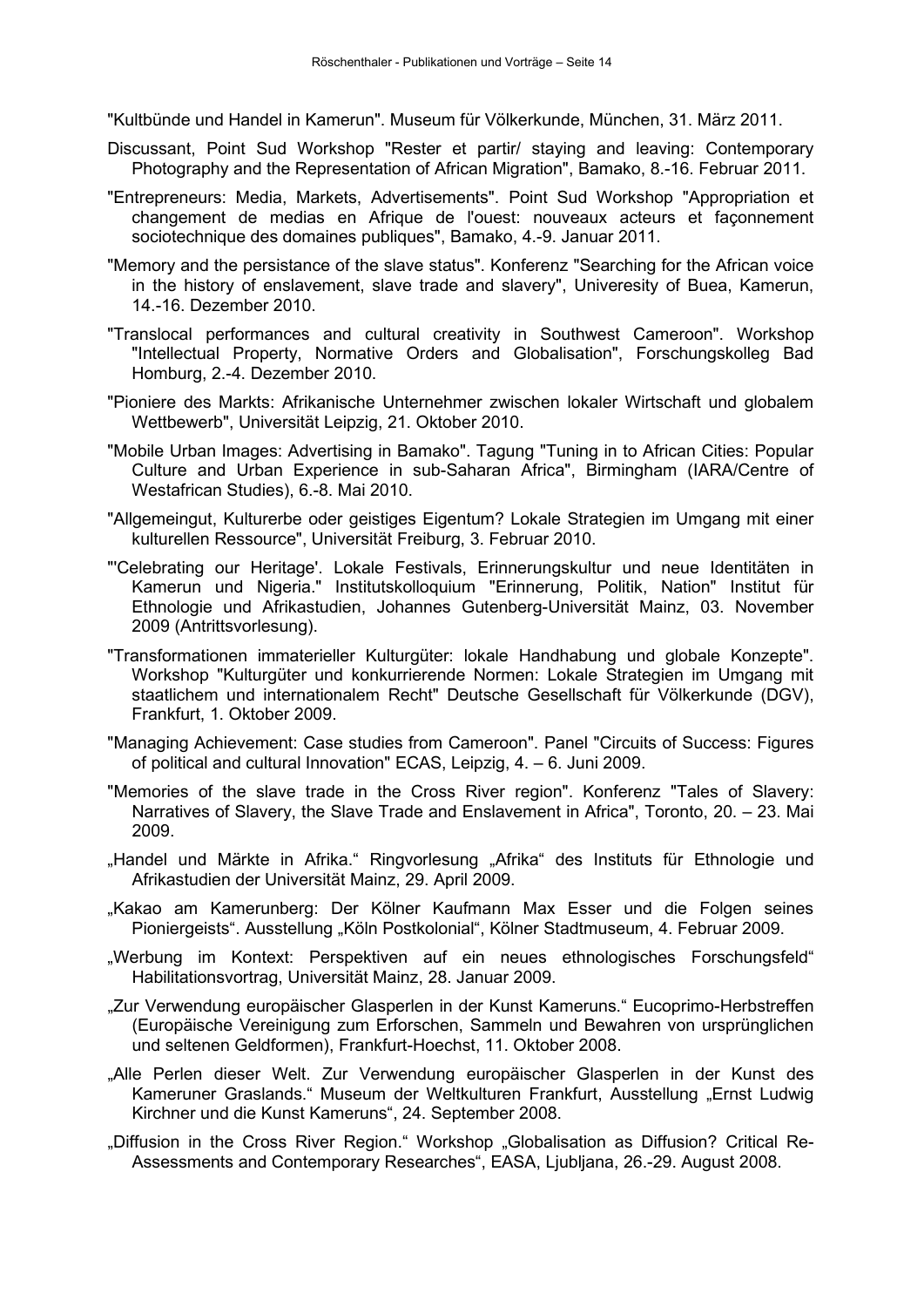"Kultbünde und Handel in Kamerun". Museum für Völkerkunde, München, 31. März 2011.

Discussant, Point Sud Workshop "Rester et partir/ staying and leaving: Contemporary Photography and the Representation of African Migration", Bamako, 8.-16. Februar 2011.

"Entrepreneurs: Media, Markets, Advertisements". Point Sud Workshop "Appropriation et changement de medias en Afrique de l'ouest: nouveaux acteurs et façonnement sociotechnique des domaines publiques", Bamako, 4.-9. Januar 2011.

"Memory and the persistance of the slave status". Konferenz "Searching for the African voice in the history of enslavement, slave trade and slavery", Univeresity of Buea, Kamerun, 14.-16. Dezember 2010.

"Translocal performances and cultural creativity in Southwest Cameroon". Workshop "Intellectual Property, Normative Orders and Globalisation", Forschungskolleg Bad Homburg, 2.-4. Dezember 2010.

"Pioniere des Markts: Afrikanische Unternehmer zwischen lokaler Wirtschaft und globalem Wettbewerb", Universität Leipzig, 21. Oktober 2010.

"Mobile Urban Images: Advertising in Bamako". Tagung "Tuning in to African Cities: Popular Culture and Urban Experience in sub-Saharan Africa", Birmingham (IARA/Centre of Westafrican Studies), 6.-8. Mai 2010.

"Allgemeingut, Kulturerbe oder geistiges Eigentum? Lokale Strategien im Umgang mit einer kulturellen Ressource", Universität Freiburg, 3. Februar 2010.

"'Celebrating our Heritage'. Lokale Festivals, Erinnerungskultur und neue Identitäten in Kamerun und Nigeria." Institutskolloquium "Erinnerung, Politik, Nation" Institut für Ethnologie und Afrikastudien, Johannes Gutenberg-Universität Mainz, 03. November 2009 (Antrittsvorlesung).

"Transformationen immaterieller Kulturgüter: lokale Handhabung und globale Konzepte". Workshop "Kulturgüter und konkurrierende Normen: Lokale Strategien im Umgang mit staatlichem und internationalem Recht" Deutsche Gesellschaft für Völkerkunde (DGV), Frankfurt, 1. Oktober 2009.

"Managing Achievement: Case studies from Cameroon". Panel "Circuits of Success: Figures of political and cultural Innovation" ECAS, Leipzig, 4. – 6. Juni 2009.

"Memories of the slave trade in the Cross River region". Konferenz "Tales of Slavery: Narratives of Slavery, the Slave Trade and Enslavement in Africa", Toronto, 20. – 23. Mai 2009.

„Handel und Märkte in Afrika." Ringvorlesung „Afrika" des Instituts für Ethnologie und Afrikastudien der Universität Mainz, 29. April 2009.

„Kakao am Kamerunberg: Der Kölner Kaufmann Max Esser und die Folgen seines Pioniergeists". Ausstellung „Köln Postkolonial", Kölner Stadtmuseum, 4. Februar 2009.

„Werbung im Kontext: Perspektiven auf ein neues ethnologisches Forschungsfeld" Habilitationsvortrag, Universität Mainz, 28. Januar 2009.

„Zur Verwendung europäischer Glasperlen in der Kunst Kameruns." Eucoprimo-Herbstreffen (Europäische Vereinigung zum Erforschen, Sammeln und Bewahren von ursprünglichen und seltenen Geldformen), Frankfurt-Hoechst, 11. Oktober 2008.

„Alle Perlen dieser Welt. Zur Verwendung europäischer Glasperlen in der Kunst des Kameruner Graslands." Museum der Weltkulturen Frankfurt, Ausstellung „Ernst Ludwig Kirchner und die Kunst Kameruns", 24. September 2008.

„Diffusion in the Cross River Region." Workshop „Globalisation as Diffusion? Critical Re-Assessments and Contemporary Researches", EASA, Ljubljana, 26.-29. August 2008.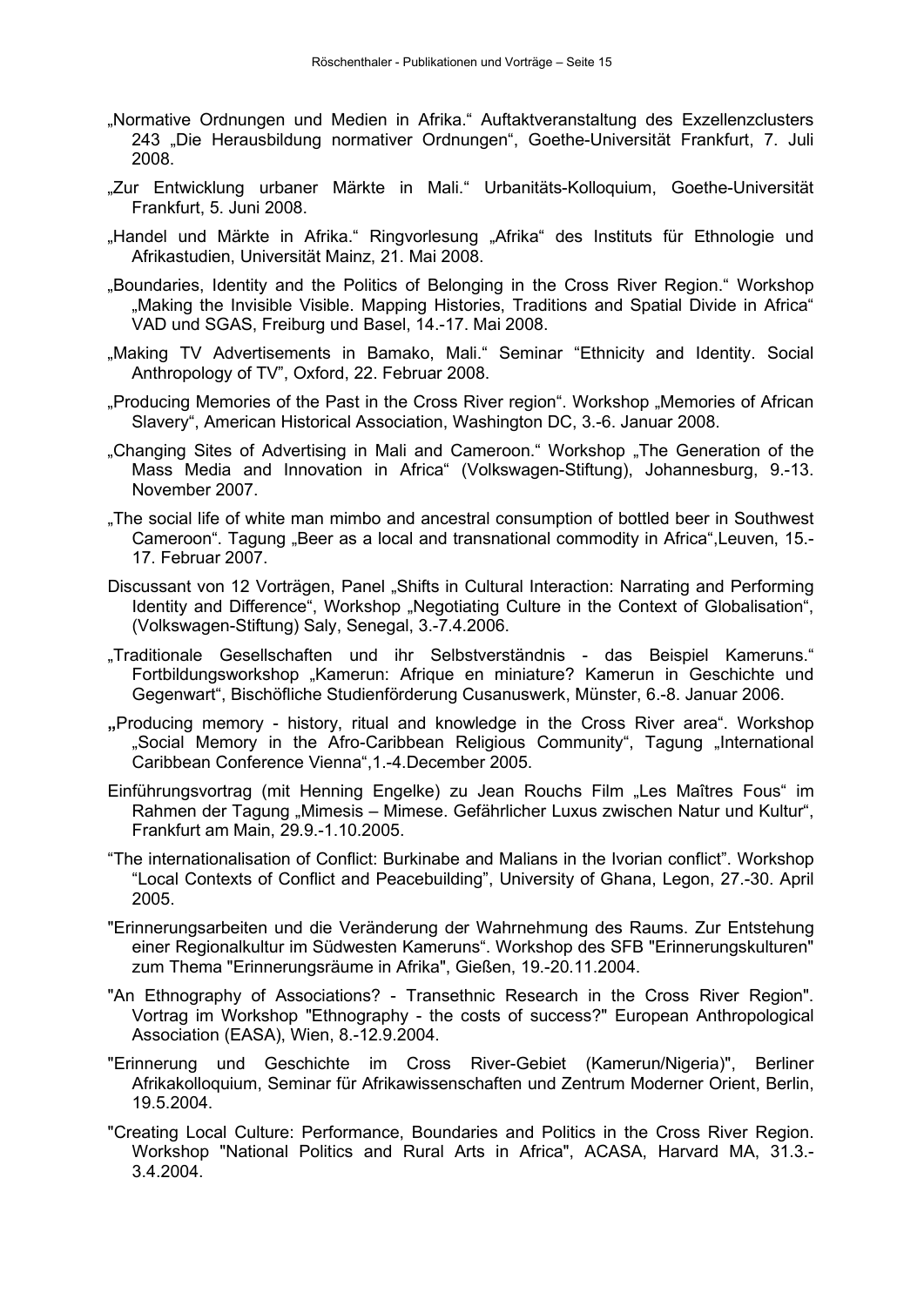„Normative Ordnungen und Medien in Afrika." Auftaktveranstaltung des Exzellenzclusters 243 „Die Herausbildung normativer Ordnungen", Goethe-Universität Frankfurt, 7. Juli 2008.

„Zur Entwicklung urbaner Märkte in Mali." Urbanitäts-Kolloquium, Goethe-Universität Frankfurt, 5. Juni 2008.

„Handel und Märkte in Afrika." Ringvorlesung „Afrika" des Instituts für Ethnologie und Afrikastudien, Universität Mainz, 21. Mai 2008.

„Boundaries, Identity and the Politics of Belonging in the Cross River Region." Workshop „Making the Invisible Visible. Mapping Histories, Traditions and Spatial Divide in Africa" VAD und SGAS, Freiburg und Basel, 14.-17. Mai 2008.

„Making TV Advertisements in Bamako, Mali." Seminar "Ethnicity and Identity. Social Anthropology of TV", Oxford, 22. Februar 2008.

„Producing Memories of the Past in the Cross River region". Workshop „Memories of African Slavery", American Historical Association, Washington DC, 3.-6. Januar 2008.

„Changing Sites of Advertising in Mali and Cameroon." Workshop „The Generation of the Mass Media and Innovation in Africa" (Volkswagen-Stiftung), Johannesburg, 9.-13. November 2007.

„The social life of white man mimbo and ancestral consumption of bottled beer in Southwest Cameroon". Tagung „Beer as a local and transnational commodity in Africa",Leuven, 15.-17. Februar 2007.

Discussant von 12 Vorträgen, Panel „Shifts in Cultural Interaction: Narrating and Performing Identity and Difference", Workshop „Negotiating Culture in the Context of Globalisation", (Volkswagen-Stiftung) Saly, Senegal, 3.-7.4.2006.

„Traditionale Gesellschaften und ihr Selbstverständnis - das Beispiel Kameruns." Fortbildungsworkshop „Kamerun: Afrique en miniature? Kamerun in Geschichte und Gegenwart", Bischöfliche Studienförderung Cusanuswerk, Münster, 6.-8. Januar 2006.

**„**Producing memory - history, ritual and knowledge in the Cross River area". Workshop „Social Memory in the Afro-Caribbean Religious Community", Tagung „International Caribbean Conference Vienna",1.-4.December 2005.

Einführungsvortrag (mit Henning Engelke) zu Jean Rouchs Film „Les Maîtres Fous" im Rahmen der Tagung „Mimesis – Mimese. Gefährlicher Luxus zwischen Natur und Kultur", Frankfurt am Main, 29.9.-1.10.2005.

"The internationalisation of Conflict: Burkinabe and Malians in the Ivorian conflict". Workshop "Local Contexts of Conflict and Peacebuilding", University of Ghana, Legon, 27.-30. April 2005.

"Erinnerungsarbeiten und die Veränderung der Wahrnehmung des Raums. Zur Entstehung einer Regionalkultur im Südwesten Kameruns". Workshop des SFB "Erinnerungskulturen" zum Thema "Erinnerungsräume in Afrika", Gießen, 19.-20.11.2004.

"An Ethnography of Associations? - Transethnic Research in the Cross River Region". Vortrag im Workshop "Ethnography - the costs of success?" European Anthropological Association (EASA), Wien, 8.-12.9.2004.

"Erinnerung und Geschichte im Cross River-Gebiet (Kamerun/Nigeria)", Berliner Afrikakolloquium, Seminar für Afrikawissenschaften und Zentrum Moderner Orient, Berlin, 19.5.2004.

"Creating Local Culture: Performance, Boundaries and Politics in the Cross River Region. Workshop "National Politics and Rural Arts in Africa", ACASA, Harvard MA, 31.3.-3.4.2004.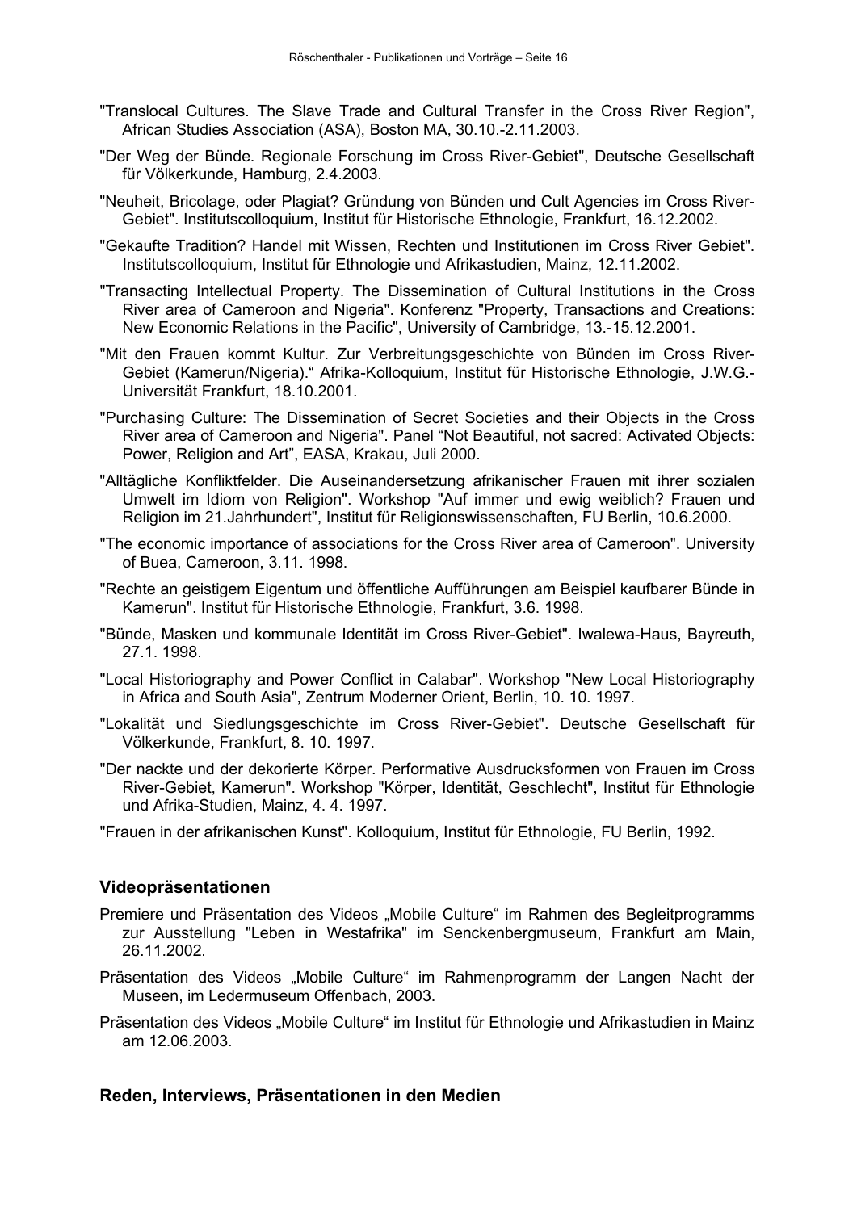"Translocal Cultures. The Slave Trade and Cultural Transfer in the Cross River Region", African Studies Association (ASA), Boston MA, 30.10.-2.11.2003.

"Der Weg der Bünde. Regionale Forschung im Cross River-Gebiet", Deutsche Gesellschaft für Völkerkunde, Hamburg, 2.4.2003.

"Neuheit, Bricolage, oder Plagiat? Gründung von Bünden und Cult Agencies im Cross River-Gebiet". Institutscolloquium, Institut für Historische Ethnologie, Frankfurt, 16.12.2002.

"Gekaufte Tradition? Handel mit Wissen, Rechten und Institutionen im Cross River Gebiet". Institutscolloquium, Institut für Ethnologie und Afrikastudien, Mainz, 12.11.2002.

"Transacting Intellectual Property. The Dissemination of Cultural Institutions in the Cross River area of Cameroon and Nigeria". Konferenz "Property, Transactions and Creations: New Economic Relations in the Pacific", University of Cambridge, 13.-15.12.2001.

"Mit den Frauen kommt Kultur. Zur Verbreitungsgeschichte von Bünden im Cross River-Gebiet (Kamerun/Nigeria)." Afrika-Kolloquium, Institut für Historische Ethnologie, J.W.G.-Universität Frankfurt, 18.10.2001.

"Purchasing Culture: The Dissemination of Secret Societies and their Objects in the Cross River area of Cameroon and Nigeria". Panel "Not Beautiful, not sacred: Activated Objects: Power, Religion and Art", EASA, Krakau, Juli 2000.

"Alltägliche Konfliktfelder. Die Auseinandersetzung afrikanischer Frauen mit ihrer sozialen Umwelt im Idiom von Religion". Workshop "Auf immer und ewig weiblich? Frauen und Religion im 21.Jahrhundert", Institut für Religionswissenschaften, FU Berlin, 10.6.2000.

"The economic importance of associations for the Cross River area of Cameroon". University of Buea, Cameroon, 3.11. 1998.

"Rechte an geistigem Eigentum und öffentliche Aufführungen am Beispiel kaufbarer Bünde in Kamerun". Institut für Historische Ethnologie, Frankfurt, 3.6. 1998.

"Bünde, Masken und kommunale Identität im Cross River-Gebiet". Iwalewa-Haus, Bayreuth, 27.1. 1998.

"Local Historiography and Power Conflict in Calabar". Workshop "New Local Historiography in Africa and South Asia", Zentrum Moderner Orient, Berlin, 10. 10. 1997.

"Lokalität und Siedlungsgeschichte im Cross River-Gebiet". Deutsche Gesellschaft für Völkerkunde, Frankfurt, 8. 10. 1997.

"Der nackte und der dekorierte Körper. Performative Ausdrucksformen von Frauen im Cross River-Gebiet, Kamerun". Workshop "Körper, Identität, Geschlecht", Institut für Ethnologie und Afrika-Studien, Mainz, 4. 4. 1997.

"Frauen in der afrikanischen Kunst". Kolloquium, Institut für Ethnologie, FU Berlin, 1992.

### Videopräsentationen

Premiere und Präsentation des Videos „Mobile Culture" im Rahmen des Begleitprogramms zur Ausstellung "Leben in Westafrika" im Senckenbergmuseum, Frankfurt am Main, 26.11.2002.

Präsentation des Videos „Mobile Culture" im Rahmenprogramm der Langen Nacht der Museen, im Ledermuseum Offenbach, 2003.

Präsentation des Videos „Mobile Culture" im Institut für Ethnologie und Afrikastudien in Mainz am 12.06.2003.

### Reden, Interviews, Präsentationen in den Medien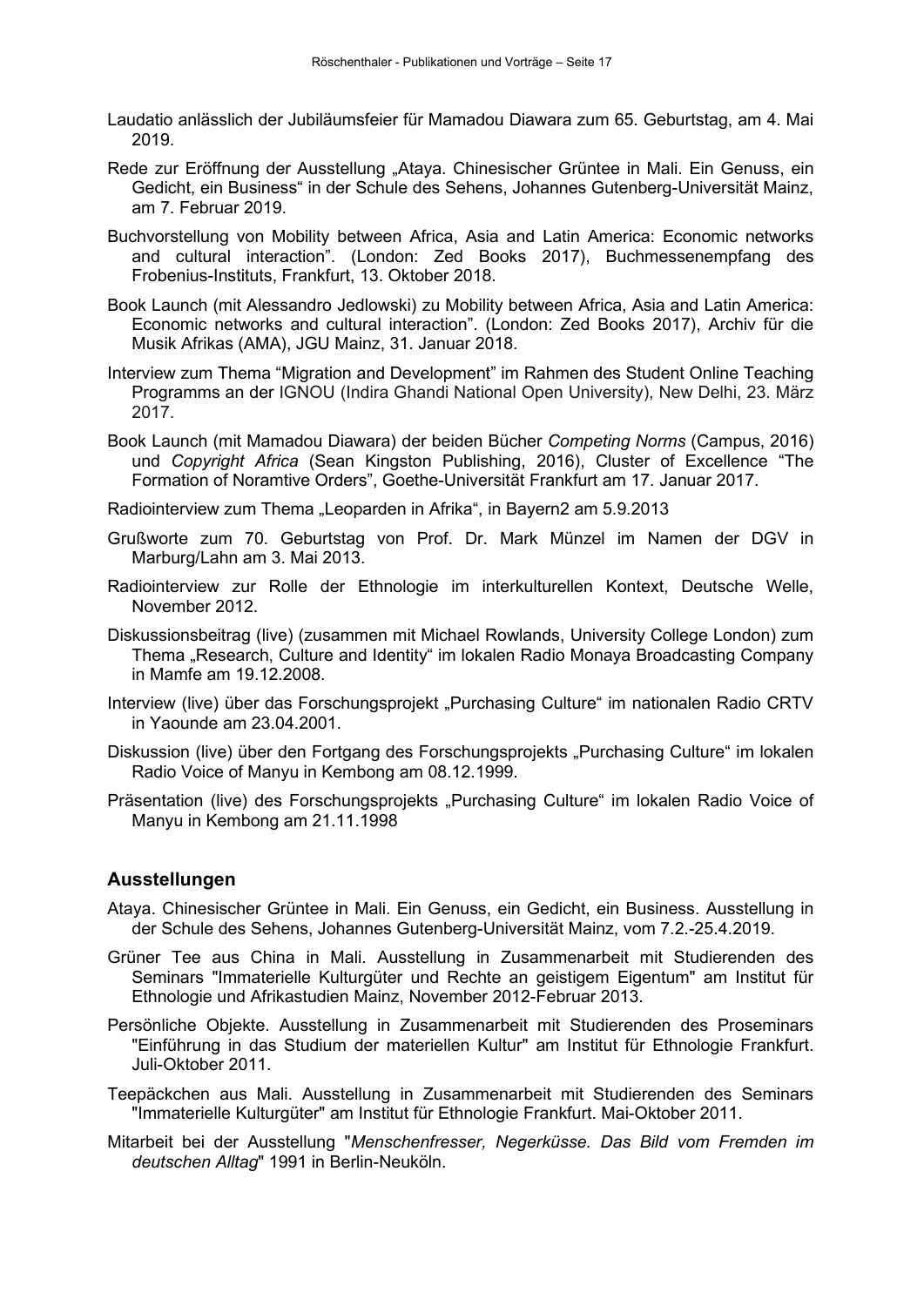Laudatio anlässlich der Jubiläumsfeier für Mamadou Diawara zum 65. Geburtstag, am 4. Mai 2019.

Rede zur Eröffnung der Ausstellung „Ataya. Chinesischer Grüntee in Mali. Ein Genuss, ein Gedicht, ein Business" in der Schule des Sehens, Johannes Gutenberg-Universität Mainz, am 7. Februar 2019.

Buchvorstellung von Mobility between Africa, Asia and Latin America: Economic networks and cultural interaction". (London: Zed Books 2017), Buchmessenempfang des Frobenius-Instituts, Frankfurt, 13. Oktober 2018.

Book Launch (mit Alessandro Jedlowski) zu Mobility between Africa, Asia and Latin America: Economic networks and cultural interaction". (London: Zed Books 2017), Archiv für die Musik Afrikas (AMA), JGU Mainz, 31. Januar 2018.

Interview zum Thema "Migration and Development" im Rahmen des Student Online Teaching Programms an der IGNOU (Indira Ghandi National Open University), New Delhi, 23. März 2017.

Book Launch (mit Mamadou Diawara) der beiden Bücher *Competing Norms* (Campus, 2016) und *Copyright Africa* (Sean Kingston Publishing, 2016), Cluster of Excellence "The Formation of Noramtive Orders", Goethe-Universität Frankfurt am 17. Januar 2017.

Radiointerview zum Thema „Leoparden in Afrika", in Bayern2 am 5.9.2013

Grußworte zum 70. Geburtstag von Prof. Dr. Mark Münzel im Namen der DGV in Marburg/Lahn am 3. Mai 2013.

Radiointerview zur Rolle der Ethnologie im interkulturellen Kontext, Deutsche Welle, November 2012.

Diskussionsbeitrag (live) (zusammen mit Michael Rowlands, University College London) zum Thema „Research, Culture and Identity" im lokalen Radio Monaya Broadcasting Company in Mamfe am 19.12.2008.

Interview (live) über das Forschungsprojekt „Purchasing Culture" im nationalen Radio CRTV in Yaounde am 23.04.2001.

Diskussion (live) über den Fortgang des Forschungsprojekts „Purchasing Culture" im lokalen Radio Voice of Manyu in Kembong am 08.12.1999.

Präsentation (live) des Forschungsprojekts „Purchasing Culture" im lokalen Radio Voice of Manyu in Kembong am 21.11.1998

## Ausstellungen

Ataya. Chinesischer Grüntee in Mali. Ein Genuss, ein Gedicht, ein Business. Ausstellung in der Schule des Sehens, Johannes Gutenberg-Universität Mainz, vom 7.2.-25.4.2019.

Grüner Tee aus China in Mali. Ausstellung in Zusammenarbeit mit Studierenden des Seminars "Immaterielle Kulturgüter und Rechte an geistigem Eigentum" am Institut für Ethnologie und Afrikastudien Mainz, November 2012-Februar 2013.

Persönliche Objekte. Ausstellung in Zusammenarbeit mit Studierenden des Proseminars "Einführung in das Studium der materiellen Kultur" am Institut für Ethnologie Frankfurt. Juli-Oktober 2011.

Teepäckchen aus Mali. Ausstellung in Zusammenarbeit mit Studierenden des Seminars "Immaterielle Kulturgüter" am Institut für Ethnologie Frankfurt. Mai-Oktober 2011.

Mitarbeit bei der Ausstellung "*Menschenfresser, Negerküsse. Das Bild vom Fremden im deutschen Alltag*" 1991 in Berlin-Neukölln.